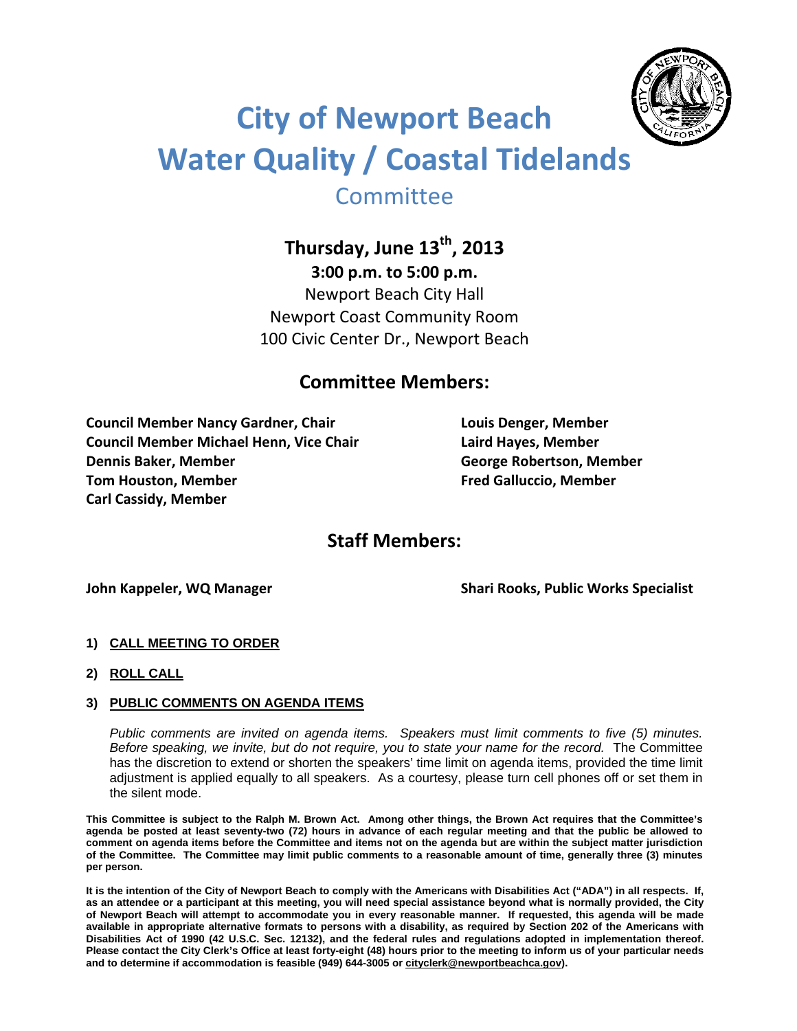# City of Newport Beach
# Water Quality / Coastal Tidelands
## Committee

### Thursday, June 13th, 2013
**3:00 p.m. to 5:00 p.m.**

Newport Beach City Hall
Newport Coast Community Room
100 Civic Center Dr., Newport Beach

## Committee Members:

**Council Member Nancy Gardner, Chair**
**Council Member Michael Henn, Vice Chair**
**Dennis Baker, Member**
**Tom Houston, Member**
**Carl Cassidy, Member**
**Louis Denger, Member**
**Laird Hayes, Member**
**George Robertson, Member**
**Fred Galluccio, Member**

## Staff Members:

**John Kappeler, WQ Manager**
**Shari Rooks, Public Works Specialist**

1) **CALL MEETING TO ORDER**

2) **ROLL CALL**

3) **PUBLIC COMMENTS ON AGENDA ITEMS**

*Public comments are invited on agenda items. Speakers must limit comments to five (5) minutes. Before speaking, we invite, but do not require, you to state your name for the record.* The Committee has the discretion to extend or shorten the speakers' time limit on agenda items, provided the time limit adjustment is applied equally to all speakers. As a courtesy, please turn cell phones off or set them in the silent mode.

**This Committee is subject to the Ralph M. Brown Act. Among other things, the Brown Act requires that the Committee's agenda be posted at least seventy-two (72) hours in advance of each regular meeting and that the public be allowed to comment on agenda items before the Committee and items not on the agenda but are within the subject matter jurisdiction of the Committee. The Committee may limit public comments to a reasonable amount of time, generally three (3) minutes per person.**

**It is the intention of the City of Newport Beach to comply with the Americans with Disabilities Act ("ADA") in all respects. If, as an attendee or a participant at this meeting, you will need special assistance beyond what is normally provided, the City of Newport Beach will attempt to accommodate you in every reasonable manner. If requested, this agenda will be made available in appropriate alternative formats to persons with a disability, as required by Section 202 of the Americans with Disabilities Act of 1990 (42 U.S.C. Sec. 12132), and the federal rules and regulations adopted in implementation thereof. Please contact the City Clerk's Office at least forty-eight (48) hours prior to the meeting to inform us of your particular needs and to determine if accommodation is feasible (949) 644-3005 or cityclerk@newportbeachca.gov).**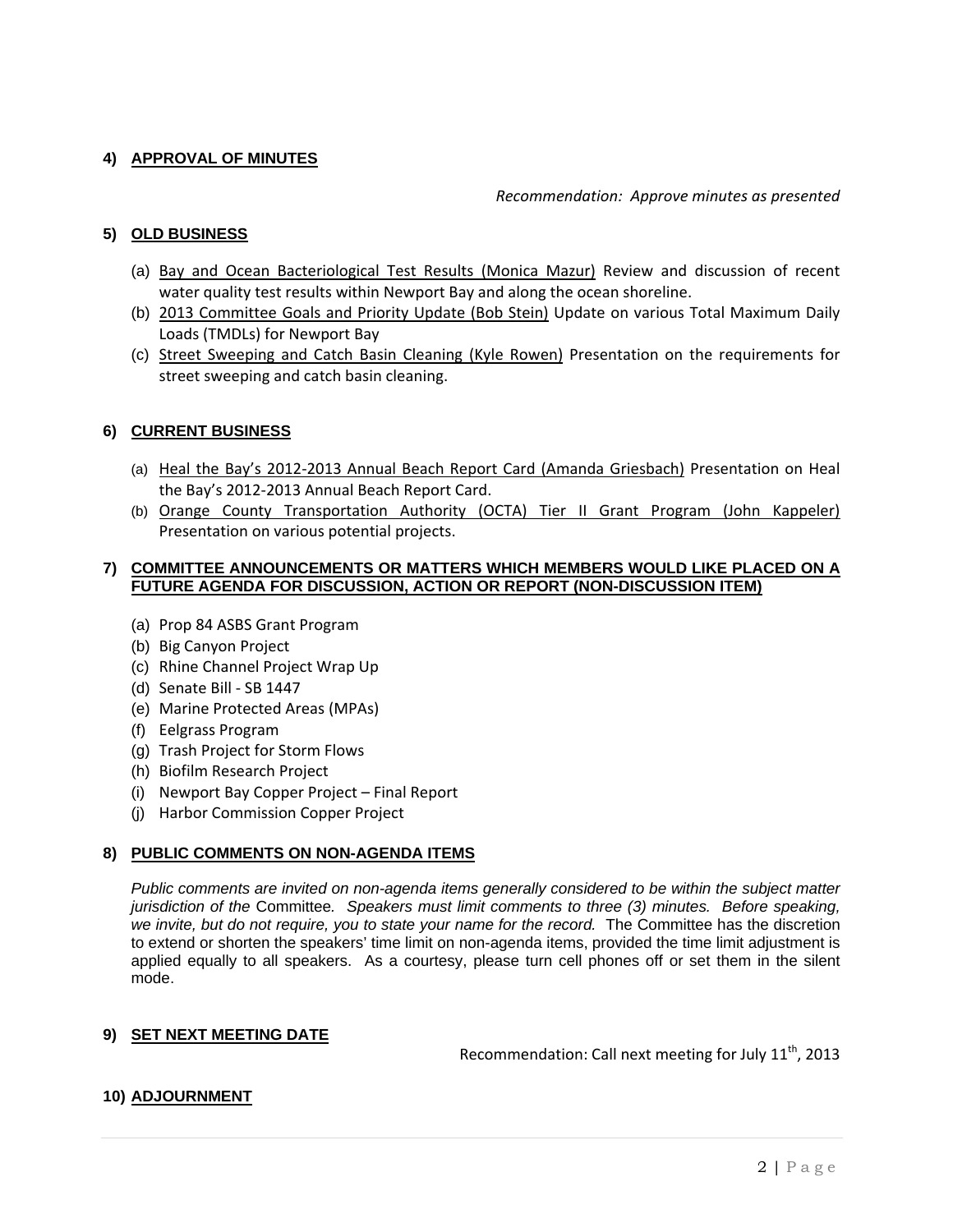## 4) APPROVAL OF MINUTES

*Recommendation: Approve minutes as presented*

## 5) OLD BUSINESS

(a) Bay and Ocean Bacteriological Test Results (Monica Mazur) Review and discussion of recent water quality test results within Newport Bay and along the ocean shoreline.
(b) 2013 Committee Goals and Priority Update (Bob Stein) Update on various Total Maximum Daily Loads (TMDLs) for Newport Bay
(c) Street Sweeping and Catch Basin Cleaning (Kyle Rowen) Presentation on the requirements for street sweeping and catch basin cleaning.

## 6) CURRENT BUSINESS

(a) Heal the Bay's 2012-2013 Annual Beach Report Card (Amanda Griesbach) Presentation on Heal the Bay's 2012-2013 Annual Beach Report Card.
(b) Orange County Transportation Authority (OCTA) Tier II Grant Program (John Kappeler) Presentation on various potential projects.

## 7) COMMITTEE ANNOUNCEMENTS OR MATTERS WHICH MEMBERS WOULD LIKE PLACED ON A FUTURE AGENDA FOR DISCUSSION, ACTION OR REPORT (NON-DISCUSSION ITEM)

(a) Prop 84 ASBS Grant Program
(b) Big Canyon Project
(c) Rhine Channel Project Wrap Up
(d) Senate Bill - SB 1447
(e) Marine Protected Areas (MPAs)
(f) Eelgrass Program
(g) Trash Project for Storm Flows
(h) Biofilm Research Project
(i) Newport Bay Copper Project – Final Report
(j) Harbor Commission Copper Project

## 8) PUBLIC COMMENTS ON NON-AGENDA ITEMS

*Public comments are invited on non-agenda items generally considered to be within the subject matter jurisdiction of the* Committee*. Speakers must limit comments to three (3) minutes. Before speaking, we invite, but do not require, you to state your name for the record.* The Committee has the discretion to extend or shorten the speakers' time limit on non-agenda items, provided the time limit adjustment is applied equally to all speakers. As a courtesy, please turn cell phones off or set them in the silent mode.

## 9) SET NEXT MEETING DATE

Recommendation: Call next meeting for July 11th, 2013

## 10) ADJOURNMENT